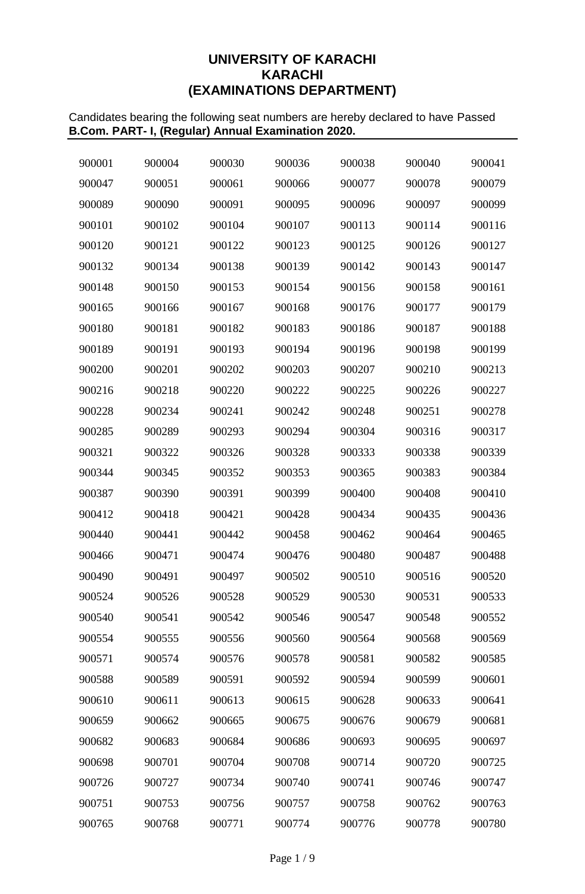**UNIVERSITY OF KARACHI**
**KARACHI**
**(EXAMINATIONS DEPARTMENT)**

Candidates bearing the following seat numbers are hereby declared to have Passed
**B.Com. PART- I, (Regular) Annual Examination 2020.**

| | | | | | | |
|---|---|---|---|---|---|---|
| 900001 | 900004 | 900030 | 900036 | 900038 | 900040 | 900041 |
| 900047 | 900051 | 900061 | 900066 | 900077 | 900078 | 900079 |
| 900089 | 900090 | 900091 | 900095 | 900096 | 900097 | 900099 |
| 900101 | 900102 | 900104 | 900107 | 900113 | 900114 | 900116 |
| 900120 | 900121 | 900122 | 900123 | 900125 | 900126 | 900127 |
| 900132 | 900134 | 900138 | 900139 | 900142 | 900143 | 900147 |
| 900148 | 900150 | 900153 | 900154 | 900156 | 900158 | 900161 |
| 900165 | 900166 | 900167 | 900168 | 900176 | 900177 | 900179 |
| 900180 | 900181 | 900182 | 900183 | 900186 | 900187 | 900188 |
| 900189 | 900191 | 900193 | 900194 | 900196 | 900198 | 900199 |
| 900200 | 900201 | 900202 | 900203 | 900207 | 900210 | 900213 |
| 900216 | 900218 | 900220 | 900222 | 900225 | 900226 | 900227 |
| 900228 | 900234 | 900241 | 900242 | 900248 | 900251 | 900278 |
| 900285 | 900289 | 900293 | 900294 | 900304 | 900316 | 900317 |
| 900321 | 900322 | 900326 | 900328 | 900333 | 900338 | 900339 |
| 900344 | 900345 | 900352 | 900353 | 900365 | 900383 | 900384 |
| 900387 | 900390 | 900391 | 900399 | 900400 | 900408 | 900410 |
| 900412 | 900418 | 900421 | 900428 | 900434 | 900435 | 900436 |
| 900440 | 900441 | 900442 | 900458 | 900462 | 900464 | 900465 |
| 900466 | 900471 | 900474 | 900476 | 900480 | 900487 | 900488 |
| 900490 | 900491 | 900497 | 900502 | 900510 | 900516 | 900520 |
| 900524 | 900526 | 900528 | 900529 | 900530 | 900531 | 900533 |
| 900540 | 900541 | 900542 | 900546 | 900547 | 900548 | 900552 |
| 900554 | 900555 | 900556 | 900560 | 900564 | 900568 | 900569 |
| 900571 | 900574 | 900576 | 900578 | 900581 | 900582 | 900585 |
| 900588 | 900589 | 900591 | 900592 | 900594 | 900599 | 900601 |
| 900610 | 900611 | 900613 | 900615 | 900628 | 900633 | 900641 |
| 900659 | 900662 | 900665 | 900675 | 900676 | 900679 | 900681 |
| 900682 | 900683 | 900684 | 900686 | 900693 | 900695 | 900697 |
| 900698 | 900701 | 900704 | 900708 | 900714 | 900720 | 900725 |
| 900726 | 900727 | 900734 | 900740 | 900741 | 900746 | 900747 |
| 900751 | 900753 | 900756 | 900757 | 900758 | 900762 | 900763 |
| 900765 | 900768 | 900771 | 900774 | 900776 | 900778 | 900780 |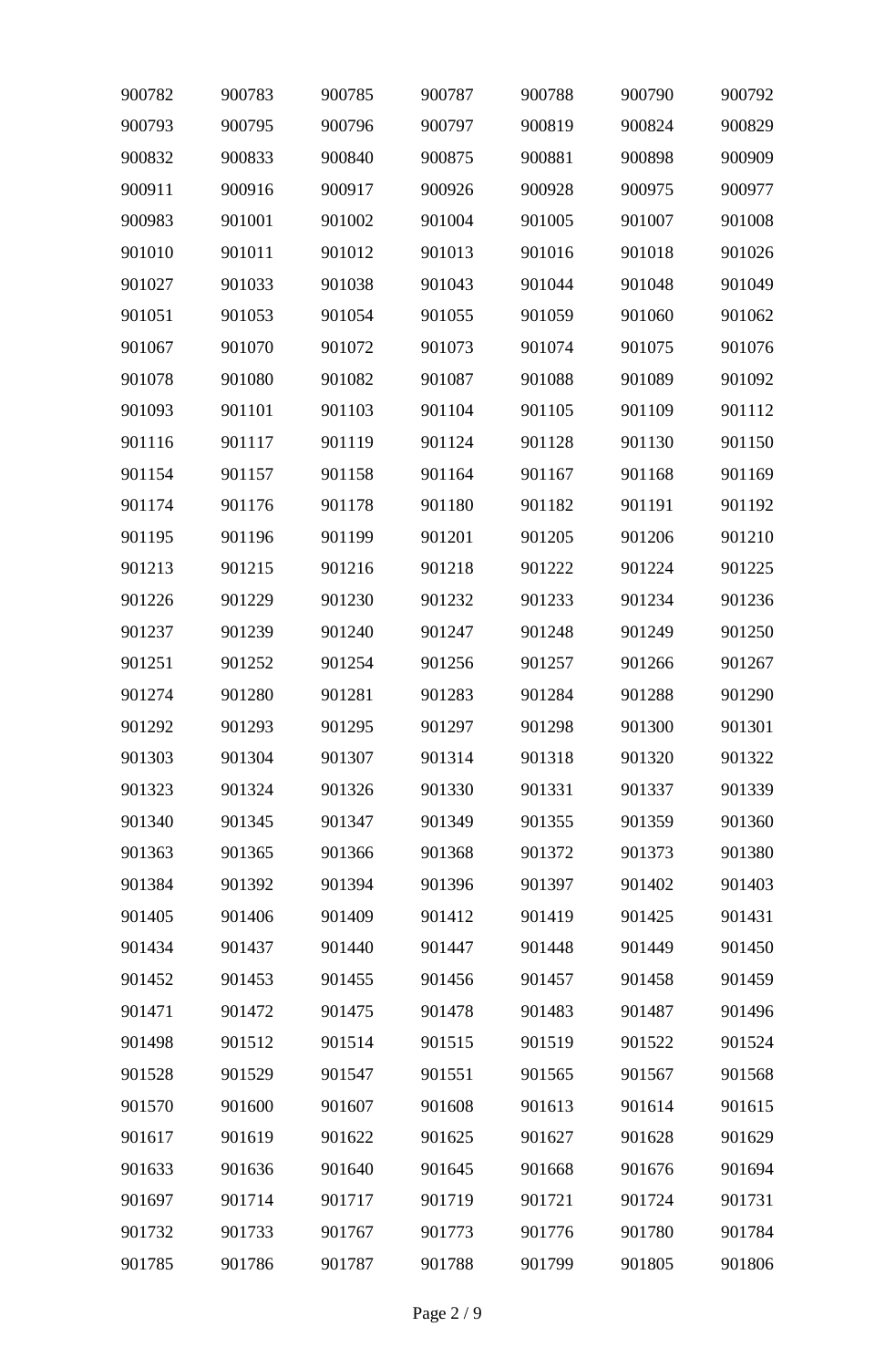| 900782 | 900783 | 900785 | 900787 | 900788 | 900790 | 900792 |
|---|---|---|---|---|---|---|
| 900793 | 900795 | 900796 | 900797 | 900819 | 900824 | 900829 |
| 900832 | 900833 | 900840 | 900875 | 900881 | 900898 | 900909 |
| 900911 | 900916 | 900917 | 900926 | 900928 | 900975 | 900977 |
| 900983 | 901001 | 901002 | 901004 | 901005 | 901007 | 901008 |
| 901010 | 901011 | 901012 | 901013 | 901016 | 901018 | 901026 |
| 901027 | 901033 | 901038 | 901043 | 901044 | 901048 | 901049 |
| 901051 | 901053 | 901054 | 901055 | 901059 | 901060 | 901062 |
| 901067 | 901070 | 901072 | 901073 | 901074 | 901075 | 901076 |
| 901078 | 901080 | 901082 | 901087 | 901088 | 901089 | 901092 |
| 901093 | 901101 | 901103 | 901104 | 901105 | 901109 | 901112 |
| 901116 | 901117 | 901119 | 901124 | 901128 | 901130 | 901150 |
| 901154 | 901157 | 901158 | 901164 | 901167 | 901168 | 901169 |
| 901174 | 901176 | 901178 | 901180 | 901182 | 901191 | 901192 |
| 901195 | 901196 | 901199 | 901201 | 901205 | 901206 | 901210 |
| 901213 | 901215 | 901216 | 901218 | 901222 | 901224 | 901225 |
| 901226 | 901229 | 901230 | 901232 | 901233 | 901234 | 901236 |
| 901237 | 901239 | 901240 | 901247 | 901248 | 901249 | 901250 |
| 901251 | 901252 | 901254 | 901256 | 901257 | 901266 | 901267 |
| 901274 | 901280 | 901281 | 901283 | 901284 | 901288 | 901290 |
| 901292 | 901293 | 901295 | 901297 | 901298 | 901300 | 901301 |
| 901303 | 901304 | 901307 | 901314 | 901318 | 901320 | 901322 |
| 901323 | 901324 | 901326 | 901330 | 901331 | 901337 | 901339 |
| 901340 | 901345 | 901347 | 901349 | 901355 | 901359 | 901360 |
| 901363 | 901365 | 901366 | 901368 | 901372 | 901373 | 901380 |
| 901384 | 901392 | 901394 | 901396 | 901397 | 901402 | 901403 |
| 901405 | 901406 | 901409 | 901412 | 901419 | 901425 | 901431 |
| 901434 | 901437 | 901440 | 901447 | 901448 | 901449 | 901450 |
| 901452 | 901453 | 901455 | 901456 | 901457 | 901458 | 901459 |
| 901471 | 901472 | 901475 | 901478 | 901483 | 901487 | 901496 |
| 901498 | 901512 | 901514 | 901515 | 901519 | 901522 | 901524 |
| 901528 | 901529 | 901547 | 901551 | 901565 | 901567 | 901568 |
| 901570 | 901600 | 901607 | 901608 | 901613 | 901614 | 901615 |
| 901617 | 901619 | 901622 | 901625 | 901627 | 901628 | 901629 |
| 901633 | 901636 | 901640 | 901645 | 901668 | 901676 | 901694 |
| 901697 | 901714 | 901717 | 901719 | 901721 | 901724 | 901731 |
| 901732 | 901733 | 901767 | 901773 | 901776 | 901780 | 901784 |
| 901785 | 901786 | 901787 | 901788 | 901799 | 901805 | 901806 |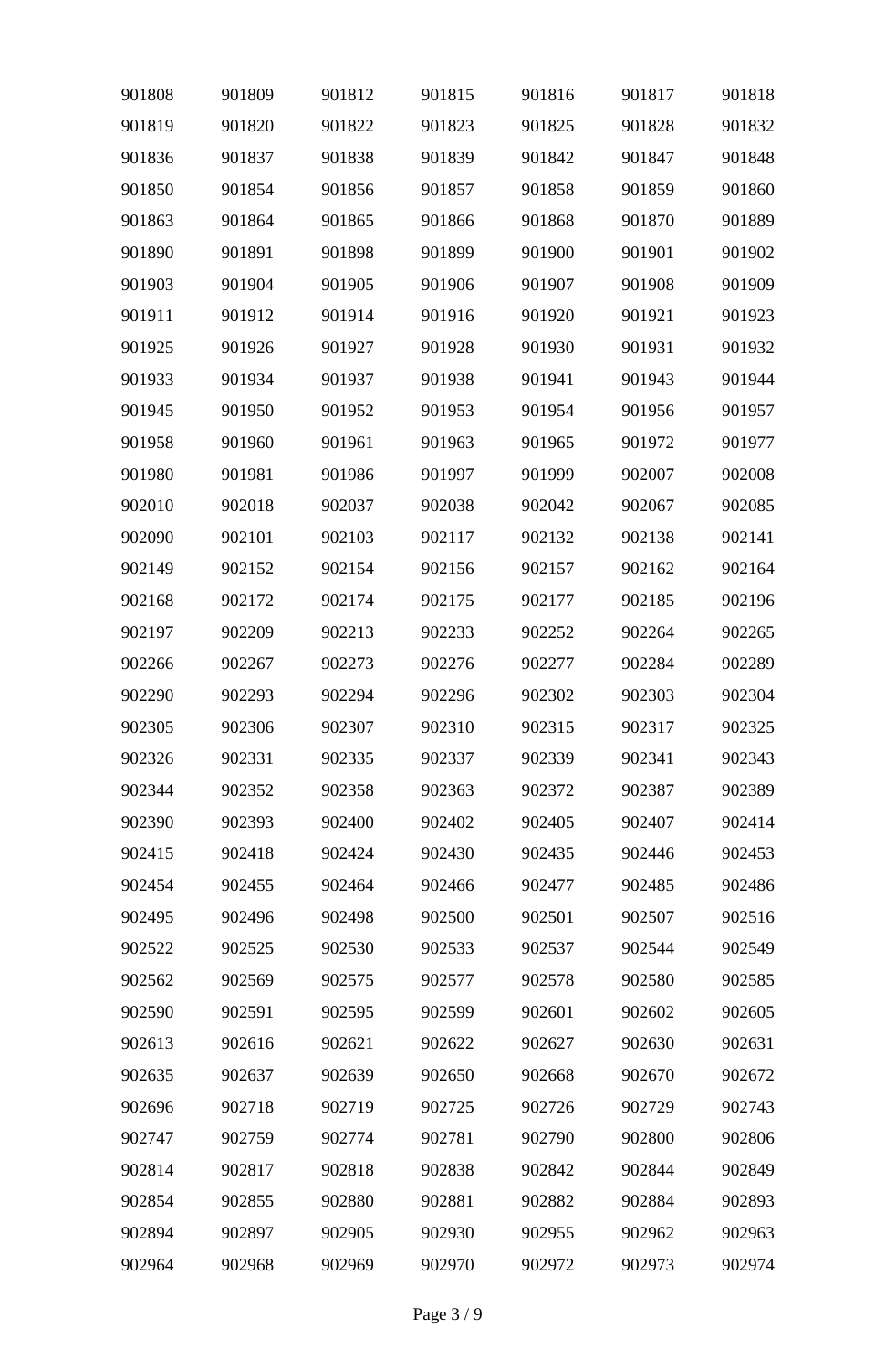| | | | | | | |
|---|---|---|---|---|---|---|
| 901808 | 901809 | 901812 | 901815 | 901816 | 901817 | 901818 |
| 901819 | 901820 | 901822 | 901823 | 901825 | 901828 | 901832 |
| 901836 | 901837 | 901838 | 901839 | 901842 | 901847 | 901848 |
| 901850 | 901854 | 901856 | 901857 | 901858 | 901859 | 901860 |
| 901863 | 901864 | 901865 | 901866 | 901868 | 901870 | 901889 |
| 901890 | 901891 | 901898 | 901899 | 901900 | 901901 | 901902 |
| 901903 | 901904 | 901905 | 901906 | 901907 | 901908 | 901909 |
| 901911 | 901912 | 901914 | 901916 | 901920 | 901921 | 901923 |
| 901925 | 901926 | 901927 | 901928 | 901930 | 901931 | 901932 |
| 901933 | 901934 | 901937 | 901938 | 901941 | 901943 | 901944 |
| 901945 | 901950 | 901952 | 901953 | 901954 | 901956 | 901957 |
| 901958 | 901960 | 901961 | 901963 | 901965 | 901972 | 901977 |
| 901980 | 901981 | 901986 | 901997 | 901999 | 902007 | 902008 |
| 902010 | 902018 | 902037 | 902038 | 902042 | 902067 | 902085 |
| 902090 | 902101 | 902103 | 902117 | 902132 | 902138 | 902141 |
| 902149 | 902152 | 902154 | 902156 | 902157 | 902162 | 902164 |
| 902168 | 902172 | 902174 | 902175 | 902177 | 902185 | 902196 |
| 902197 | 902209 | 902213 | 902233 | 902252 | 902264 | 902265 |
| 902266 | 902267 | 902273 | 902276 | 902277 | 902284 | 902289 |
| 902290 | 902293 | 902294 | 902296 | 902302 | 902303 | 902304 |
| 902305 | 902306 | 902307 | 902310 | 902315 | 902317 | 902325 |
| 902326 | 902331 | 902335 | 902337 | 902339 | 902341 | 902343 |
| 902344 | 902352 | 902358 | 902363 | 902372 | 902387 | 902389 |
| 902390 | 902393 | 902400 | 902402 | 902405 | 902407 | 902414 |
| 902415 | 902418 | 902424 | 902430 | 902435 | 902446 | 902453 |
| 902454 | 902455 | 902464 | 902466 | 902477 | 902485 | 902486 |
| 902495 | 902496 | 902498 | 902500 | 902501 | 902507 | 902516 |
| 902522 | 902525 | 902530 | 902533 | 902537 | 902544 | 902549 |
| 902562 | 902569 | 902575 | 902577 | 902578 | 902580 | 902585 |
| 902590 | 902591 | 902595 | 902599 | 902601 | 902602 | 902605 |
| 902613 | 902616 | 902621 | 902622 | 902627 | 902630 | 902631 |
| 902635 | 902637 | 902639 | 902650 | 902668 | 902670 | 902672 |
| 902696 | 902718 | 902719 | 902725 | 902726 | 902729 | 902743 |
| 902747 | 902759 | 902774 | 902781 | 902790 | 902800 | 902806 |
| 902814 | 902817 | 902818 | 902838 | 902842 | 902844 | 902849 |
| 902854 | 902855 | 902880 | 902881 | 902882 | 902884 | 902893 |
| 902894 | 902897 | 902905 | 902930 | 902955 | 902962 | 902963 |
| 902964 | 902968 | 902969 | 902970 | 902972 | 902973 | 902974 |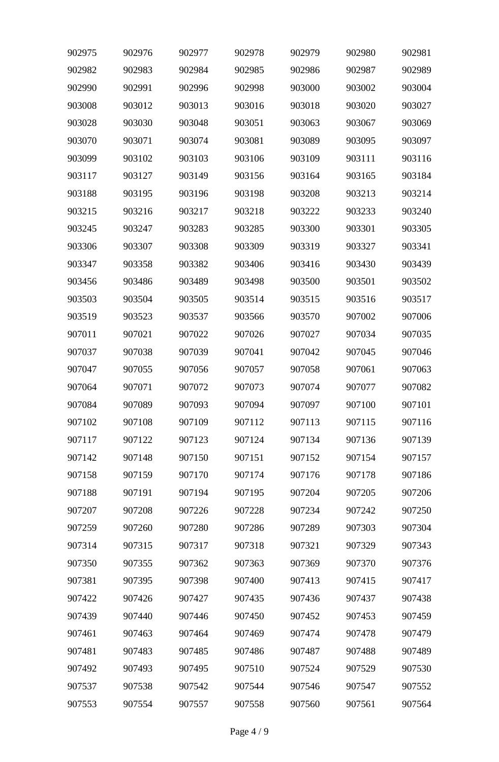| 902975 | 902976 | 902977 | 902978 | 902979 | 902980 | 902981 |
|---|---|---|---|---|---|---|
| 902982 | 902983 | 902984 | 902985 | 902986 | 902987 | 902989 |
| 902990 | 902991 | 902996 | 902998 | 903000 | 903002 | 903004 |
| 903008 | 903012 | 903013 | 903016 | 903018 | 903020 | 903027 |
| 903028 | 903030 | 903048 | 903051 | 903063 | 903067 | 903069 |
| 903070 | 903071 | 903074 | 903081 | 903089 | 903095 | 903097 |
| 903099 | 903102 | 903103 | 903106 | 903109 | 903111 | 903116 |
| 903117 | 903127 | 903149 | 903156 | 903164 | 903165 | 903184 |
| 903188 | 903195 | 903196 | 903198 | 903208 | 903213 | 903214 |
| 903215 | 903216 | 903217 | 903218 | 903222 | 903233 | 903240 |
| 903245 | 903247 | 903283 | 903285 | 903300 | 903301 | 903305 |
| 903306 | 903307 | 903308 | 903309 | 903319 | 903327 | 903341 |
| 903347 | 903358 | 903382 | 903406 | 903416 | 903430 | 903439 |
| 903456 | 903486 | 903489 | 903498 | 903500 | 903501 | 903502 |
| 903503 | 903504 | 903505 | 903514 | 903515 | 903516 | 903517 |
| 903519 | 903523 | 903537 | 903566 | 903570 | 907002 | 907006 |
| 907011 | 907021 | 907022 | 907026 | 907027 | 907034 | 907035 |
| 907037 | 907038 | 907039 | 907041 | 907042 | 907045 | 907046 |
| 907047 | 907055 | 907056 | 907057 | 907058 | 907061 | 907063 |
| 907064 | 907071 | 907072 | 907073 | 907074 | 907077 | 907082 |
| 907084 | 907089 | 907093 | 907094 | 907097 | 907100 | 907101 |
| 907102 | 907108 | 907109 | 907112 | 907113 | 907115 | 907116 |
| 907117 | 907122 | 907123 | 907124 | 907134 | 907136 | 907139 |
| 907142 | 907148 | 907150 | 907151 | 907152 | 907154 | 907157 |
| 907158 | 907159 | 907170 | 907174 | 907176 | 907178 | 907186 |
| 907188 | 907191 | 907194 | 907195 | 907204 | 907205 | 907206 |
| 907207 | 907208 | 907226 | 907228 | 907234 | 907242 | 907250 |
| 907259 | 907260 | 907280 | 907286 | 907289 | 907303 | 907304 |
| 907314 | 907315 | 907317 | 907318 | 907321 | 907329 | 907343 |
| 907350 | 907355 | 907362 | 907363 | 907369 | 907370 | 907376 |
| 907381 | 907395 | 907398 | 907400 | 907413 | 907415 | 907417 |
| 907422 | 907426 | 907427 | 907435 | 907436 | 907437 | 907438 |
| 907439 | 907440 | 907446 | 907450 | 907452 | 907453 | 907459 |
| 907461 | 907463 | 907464 | 907469 | 907474 | 907478 | 907479 |
| 907481 | 907483 | 907485 | 907486 | 907487 | 907488 | 907489 |
| 907492 | 907493 | 907495 | 907510 | 907524 | 907529 | 907530 |
| 907537 | 907538 | 907542 | 907544 | 907546 | 907547 | 907552 |
| 907553 | 907554 | 907557 | 907558 | 907560 | 907561 | 907564 |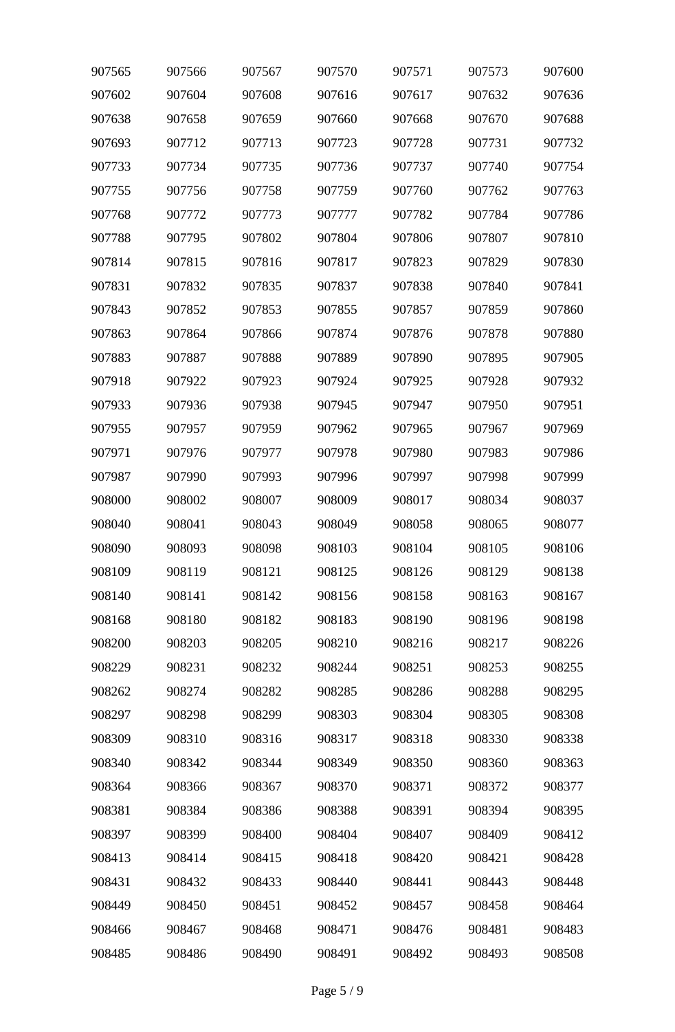| 907565 | 907566 | 907567 | 907570 | 907571 | 907573 | 907600 |
|---|---|---|---|---|---|---|
| 907602 | 907604 | 907608 | 907616 | 907617 | 907632 | 907636 |
| 907638 | 907658 | 907659 | 907660 | 907668 | 907670 | 907688 |
| 907693 | 907712 | 907713 | 907723 | 907728 | 907731 | 907732 |
| 907733 | 907734 | 907735 | 907736 | 907737 | 907740 | 907754 |
| 907755 | 907756 | 907758 | 907759 | 907760 | 907762 | 907763 |
| 907768 | 907772 | 907773 | 907777 | 907782 | 907784 | 907786 |
| 907788 | 907795 | 907802 | 907804 | 907806 | 907807 | 907810 |
| 907814 | 907815 | 907816 | 907817 | 907823 | 907829 | 907830 |
| 907831 | 907832 | 907835 | 907837 | 907838 | 907840 | 907841 |
| 907843 | 907852 | 907853 | 907855 | 907857 | 907859 | 907860 |
| 907863 | 907864 | 907866 | 907874 | 907876 | 907878 | 907880 |
| 907883 | 907887 | 907888 | 907889 | 907890 | 907895 | 907905 |
| 907918 | 907922 | 907923 | 907924 | 907925 | 907928 | 907932 |
| 907933 | 907936 | 907938 | 907945 | 907947 | 907950 | 907951 |
| 907955 | 907957 | 907959 | 907962 | 907965 | 907967 | 907969 |
| 907971 | 907976 | 907977 | 907978 | 907980 | 907983 | 907986 |
| 907987 | 907990 | 907993 | 907996 | 907997 | 907998 | 907999 |
| 908000 | 908002 | 908007 | 908009 | 908017 | 908034 | 908037 |
| 908040 | 908041 | 908043 | 908049 | 908058 | 908065 | 908077 |
| 908090 | 908093 | 908098 | 908103 | 908104 | 908105 | 908106 |
| 908109 | 908119 | 908121 | 908125 | 908126 | 908129 | 908138 |
| 908140 | 908141 | 908142 | 908156 | 908158 | 908163 | 908167 |
| 908168 | 908180 | 908182 | 908183 | 908190 | 908196 | 908198 |
| 908200 | 908203 | 908205 | 908210 | 908216 | 908217 | 908226 |
| 908229 | 908231 | 908232 | 908244 | 908251 | 908253 | 908255 |
| 908262 | 908274 | 908282 | 908285 | 908286 | 908288 | 908295 |
| 908297 | 908298 | 908299 | 908303 | 908304 | 908305 | 908308 |
| 908309 | 908310 | 908316 | 908317 | 908318 | 908330 | 908338 |
| 908340 | 908342 | 908344 | 908349 | 908350 | 908360 | 908363 |
| 908364 | 908366 | 908367 | 908370 | 908371 | 908372 | 908377 |
| 908381 | 908384 | 908386 | 908388 | 908391 | 908394 | 908395 |
| 908397 | 908399 | 908400 | 908404 | 908407 | 908409 | 908412 |
| 908413 | 908414 | 908415 | 908418 | 908420 | 908421 | 908428 |
| 908431 | 908432 | 908433 | 908440 | 908441 | 908443 | 908448 |
| 908449 | 908450 | 908451 | 908452 | 908457 | 908458 | 908464 |
| 908466 | 908467 | 908468 | 908471 | 908476 | 908481 | 908483 |
| 908485 | 908486 | 908490 | 908491 | 908492 | 908493 | 908508 |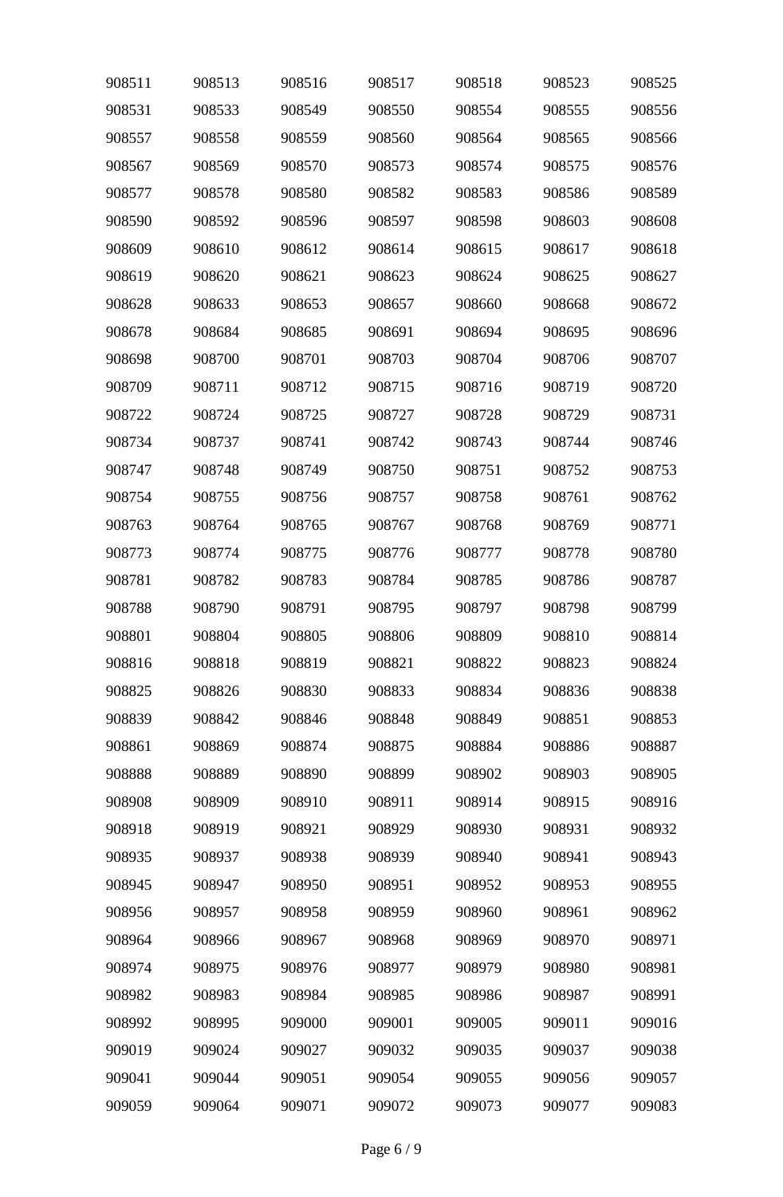| | | | | | | |
|---|---|---|---|---|---|---|
| 908511 | 908513 | 908516 | 908517 | 908518 | 908523 | 908525 |
| 908531 | 908533 | 908549 | 908550 | 908554 | 908555 | 908556 |
| 908557 | 908558 | 908559 | 908560 | 908564 | 908565 | 908566 |
| 908567 | 908569 | 908570 | 908573 | 908574 | 908575 | 908576 |
| 908577 | 908578 | 908580 | 908582 | 908583 | 908586 | 908589 |
| 908590 | 908592 | 908596 | 908597 | 908598 | 908603 | 908608 |
| 908609 | 908610 | 908612 | 908614 | 908615 | 908617 | 908618 |
| 908619 | 908620 | 908621 | 908623 | 908624 | 908625 | 908627 |
| 908628 | 908633 | 908653 | 908657 | 908660 | 908668 | 908672 |
| 908678 | 908684 | 908685 | 908691 | 908694 | 908695 | 908696 |
| 908698 | 908700 | 908701 | 908703 | 908704 | 908706 | 908707 |
| 908709 | 908711 | 908712 | 908715 | 908716 | 908719 | 908720 |
| 908722 | 908724 | 908725 | 908727 | 908728 | 908729 | 908731 |
| 908734 | 908737 | 908741 | 908742 | 908743 | 908744 | 908746 |
| 908747 | 908748 | 908749 | 908750 | 908751 | 908752 | 908753 |
| 908754 | 908755 | 908756 | 908757 | 908758 | 908761 | 908762 |
| 908763 | 908764 | 908765 | 908767 | 908768 | 908769 | 908771 |
| 908773 | 908774 | 908775 | 908776 | 908777 | 908778 | 908780 |
| 908781 | 908782 | 908783 | 908784 | 908785 | 908786 | 908787 |
| 908788 | 908790 | 908791 | 908795 | 908797 | 908798 | 908799 |
| 908801 | 908804 | 908805 | 908806 | 908809 | 908810 | 908814 |
| 908816 | 908818 | 908819 | 908821 | 908822 | 908823 | 908824 |
| 908825 | 908826 | 908830 | 908833 | 908834 | 908836 | 908838 |
| 908839 | 908842 | 908846 | 908848 | 908849 | 908851 | 908853 |
| 908861 | 908869 | 908874 | 908875 | 908884 | 908886 | 908887 |
| 908888 | 908889 | 908890 | 908899 | 908902 | 908903 | 908905 |
| 908908 | 908909 | 908910 | 908911 | 908914 | 908915 | 908916 |
| 908918 | 908919 | 908921 | 908929 | 908930 | 908931 | 908932 |
| 908935 | 908937 | 908938 | 908939 | 908940 | 908941 | 908943 |
| 908945 | 908947 | 908950 | 908951 | 908952 | 908953 | 908955 |
| 908956 | 908957 | 908958 | 908959 | 908960 | 908961 | 908962 |
| 908964 | 908966 | 908967 | 908968 | 908969 | 908970 | 908971 |
| 908974 | 908975 | 908976 | 908977 | 908979 | 908980 | 908981 |
| 908982 | 908983 | 908984 | 908985 | 908986 | 908987 | 908991 |
| 908992 | 908995 | 909000 | 909001 | 909005 | 909011 | 909016 |
| 909019 | 909024 | 909027 | 909032 | 909035 | 909037 | 909038 |
| 909041 | 909044 | 909051 | 909054 | 909055 | 909056 | 909057 |
| 909059 | 909064 | 909071 | 909072 | 909073 | 909077 | 909083 |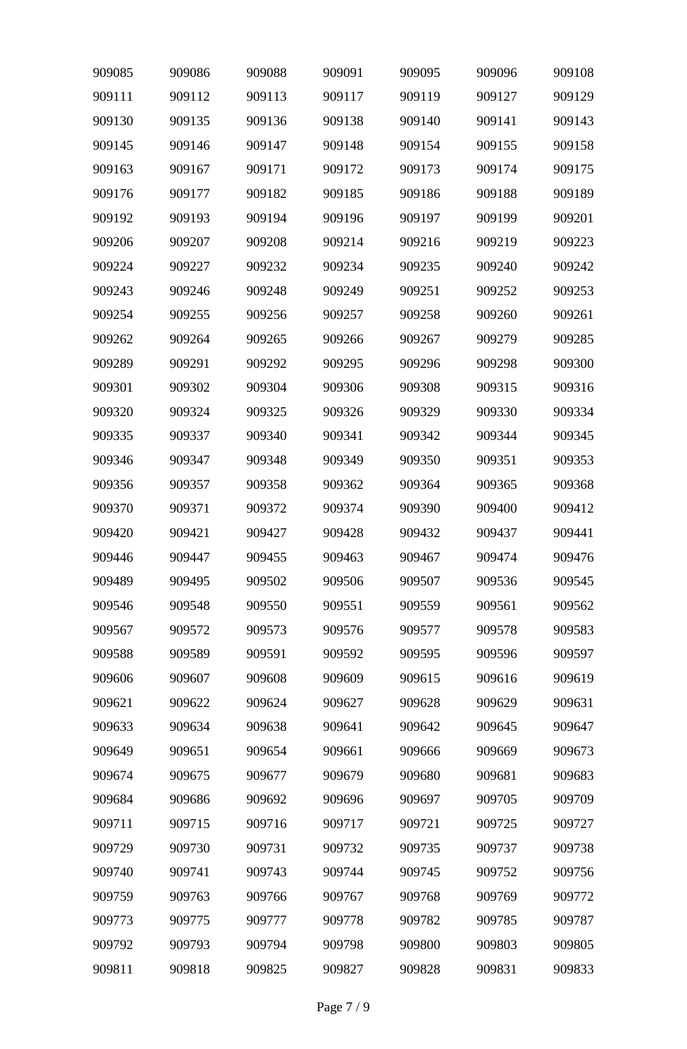| | | | | | | |
|---|---|---|---|---|---|---|
| 909085 | 909086 | 909088 | 909091 | 909095 | 909096 | 909108 |
| 909111 | 909112 | 909113 | 909117 | 909119 | 909127 | 909129 |
| 909130 | 909135 | 909136 | 909138 | 909140 | 909141 | 909143 |
| 909145 | 909146 | 909147 | 909148 | 909154 | 909155 | 909158 |
| 909163 | 909167 | 909171 | 909172 | 909173 | 909174 | 909175 |
| 909176 | 909177 | 909182 | 909185 | 909186 | 909188 | 909189 |
| 909192 | 909193 | 909194 | 909196 | 909197 | 909199 | 909201 |
| 909206 | 909207 | 909208 | 909214 | 909216 | 909219 | 909223 |
| 909224 | 909227 | 909232 | 909234 | 909235 | 909240 | 909242 |
| 909243 | 909246 | 909248 | 909249 | 909251 | 909252 | 909253 |
| 909254 | 909255 | 909256 | 909257 | 909258 | 909260 | 909261 |
| 909262 | 909264 | 909265 | 909266 | 909267 | 909279 | 909285 |
| 909289 | 909291 | 909292 | 909295 | 909296 | 909298 | 909300 |
| 909301 | 909302 | 909304 | 909306 | 909308 | 909315 | 909316 |
| 909320 | 909324 | 909325 | 909326 | 909329 | 909330 | 909334 |
| 909335 | 909337 | 909340 | 909341 | 909342 | 909344 | 909345 |
| 909346 | 909347 | 909348 | 909349 | 909350 | 909351 | 909353 |
| 909356 | 909357 | 909358 | 909362 | 909364 | 909365 | 909368 |
| 909370 | 909371 | 909372 | 909374 | 909390 | 909400 | 909412 |
| 909420 | 909421 | 909427 | 909428 | 909432 | 909437 | 909441 |
| 909446 | 909447 | 909455 | 909463 | 909467 | 909474 | 909476 |
| 909489 | 909495 | 909502 | 909506 | 909507 | 909536 | 909545 |
| 909546 | 909548 | 909550 | 909551 | 909559 | 909561 | 909562 |
| 909567 | 909572 | 909573 | 909576 | 909577 | 909578 | 909583 |
| 909588 | 909589 | 909591 | 909592 | 909595 | 909596 | 909597 |
| 909606 | 909607 | 909608 | 909609 | 909615 | 909616 | 909619 |
| 909621 | 909622 | 909624 | 909627 | 909628 | 909629 | 909631 |
| 909633 | 909634 | 909638 | 909641 | 909642 | 909645 | 909647 |
| 909649 | 909651 | 909654 | 909661 | 909666 | 909669 | 909673 |
| 909674 | 909675 | 909677 | 909679 | 909680 | 909681 | 909683 |
| 909684 | 909686 | 909692 | 909696 | 909697 | 909705 | 909709 |
| 909711 | 909715 | 909716 | 909717 | 909721 | 909725 | 909727 |
| 909729 | 909730 | 909731 | 909732 | 909735 | 909737 | 909738 |
| 909740 | 909741 | 909743 | 909744 | 909745 | 909752 | 909756 |
| 909759 | 909763 | 909766 | 909767 | 909768 | 909769 | 909772 |
| 909773 | 909775 | 909777 | 909778 | 909782 | 909785 | 909787 |
| 909792 | 909793 | 909794 | 909798 | 909800 | 909803 | 909805 |
| 909811 | 909818 | 909825 | 909827 | 909828 | 909831 | 909833 |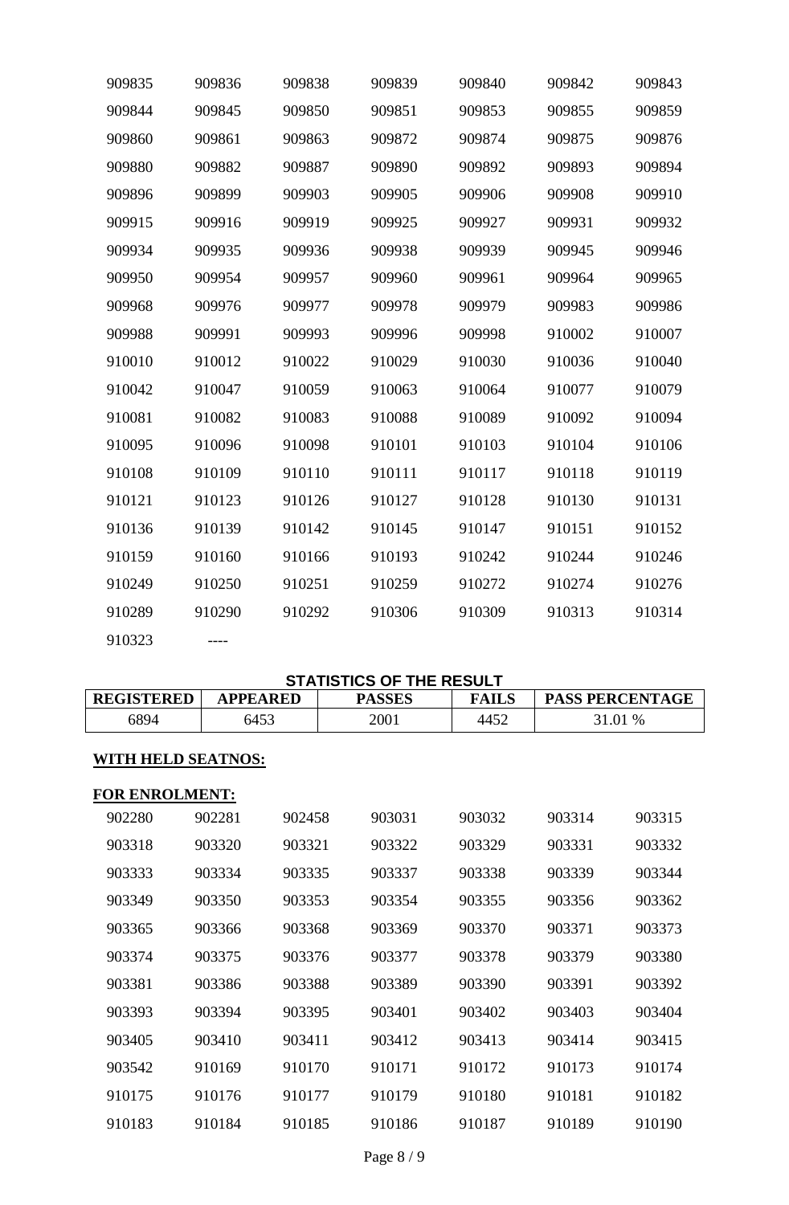| 909835 | 909836 | 909838 | 909839 | 909840 | 909842 | 909843 |
|---|---|---|---|---|---|---|
| 909844 | 909845 | 909850 | 909851 | 909853 | 909855 | 909859 |
| 909860 | 909861 | 909863 | 909872 | 909874 | 909875 | 909876 |
| 909880 | 909882 | 909887 | 909890 | 909892 | 909893 | 909894 |
| 909896 | 909899 | 909903 | 909905 | 909906 | 909908 | 909910 |
| 909915 | 909916 | 909919 | 909925 | 909927 | 909931 | 909932 |
| 909934 | 909935 | 909936 | 909938 | 909939 | 909945 | 909946 |
| 909950 | 909954 | 909957 | 909960 | 909961 | 909964 | 909965 |
| 909968 | 909976 | 909977 | 909978 | 909979 | 909983 | 909986 |
| 909988 | 909991 | 909993 | 909996 | 909998 | 910002 | 910007 |
| 910010 | 910012 | 910022 | 910029 | 910030 | 910036 | 910040 |
| 910042 | 910047 | 910059 | 910063 | 910064 | 910077 | 910079 |
| 910081 | 910082 | 910083 | 910088 | 910089 | 910092 | 910094 |
| 910095 | 910096 | 910098 | 910101 | 910103 | 910104 | 910106 |
| 910108 | 910109 | 910110 | 910111 | 910117 | 910118 | 910119 |
| 910121 | 910123 | 910126 | 910127 | 910128 | 910130 | 910131 |
| 910136 | 910139 | 910142 | 910145 | 910147 | 910151 | 910152 |
| 910159 | 910160 | 910166 | 910193 | 910242 | 910244 | 910246 |
| 910249 | 910250 | 910251 | 910259 | 910272 | 910274 | 910276 |
| 910289 | 910290 | 910292 | 910306 | 910309 | 910313 | 910314 |
| 910323 | ---- | | | | | |

**STATISTICS OF THE RESULT**

| REGISTERED | APPEARED | PASSES | FAILS | PASS PERCENTAGE |
|---|---|---|---|---|
| 6894 | 6453 | 2001 | 4452 | 31.01 % |

**WITH HELD SEATNOS:**

**FOR ENROLMENT:**

| 902280 | 902281 | 902458 | 903031 | 903032 | 903314 | 903315 |
|---|---|---|---|---|---|---|
| 903318 | 903320 | 903321 | 903322 | 903329 | 903331 | 903332 |
| 903333 | 903334 | 903335 | 903337 | 903338 | 903339 | 903344 |
| 903349 | 903350 | 903353 | 903354 | 903355 | 903356 | 903362 |
| 903365 | 903366 | 903368 | 903369 | 903370 | 903371 | 903373 |
| 903374 | 903375 | 903376 | 903377 | 903378 | 903379 | 903380 |
| 903381 | 903386 | 903388 | 903389 | 903390 | 903391 | 903392 |
| 903393 | 903394 | 903395 | 903401 | 903402 | 903403 | 903404 |
| 903405 | 903410 | 903411 | 903412 | 903413 | 903414 | 903415 |
| 903542 | 910169 | 910170 | 910171 | 910172 | 910173 | 910174 |
| 910175 | 910176 | 910177 | 910179 | 910180 | 910181 | 910182 |
| 910183 | 910184 | 910185 | 910186 | 910187 | 910189 | 910190 |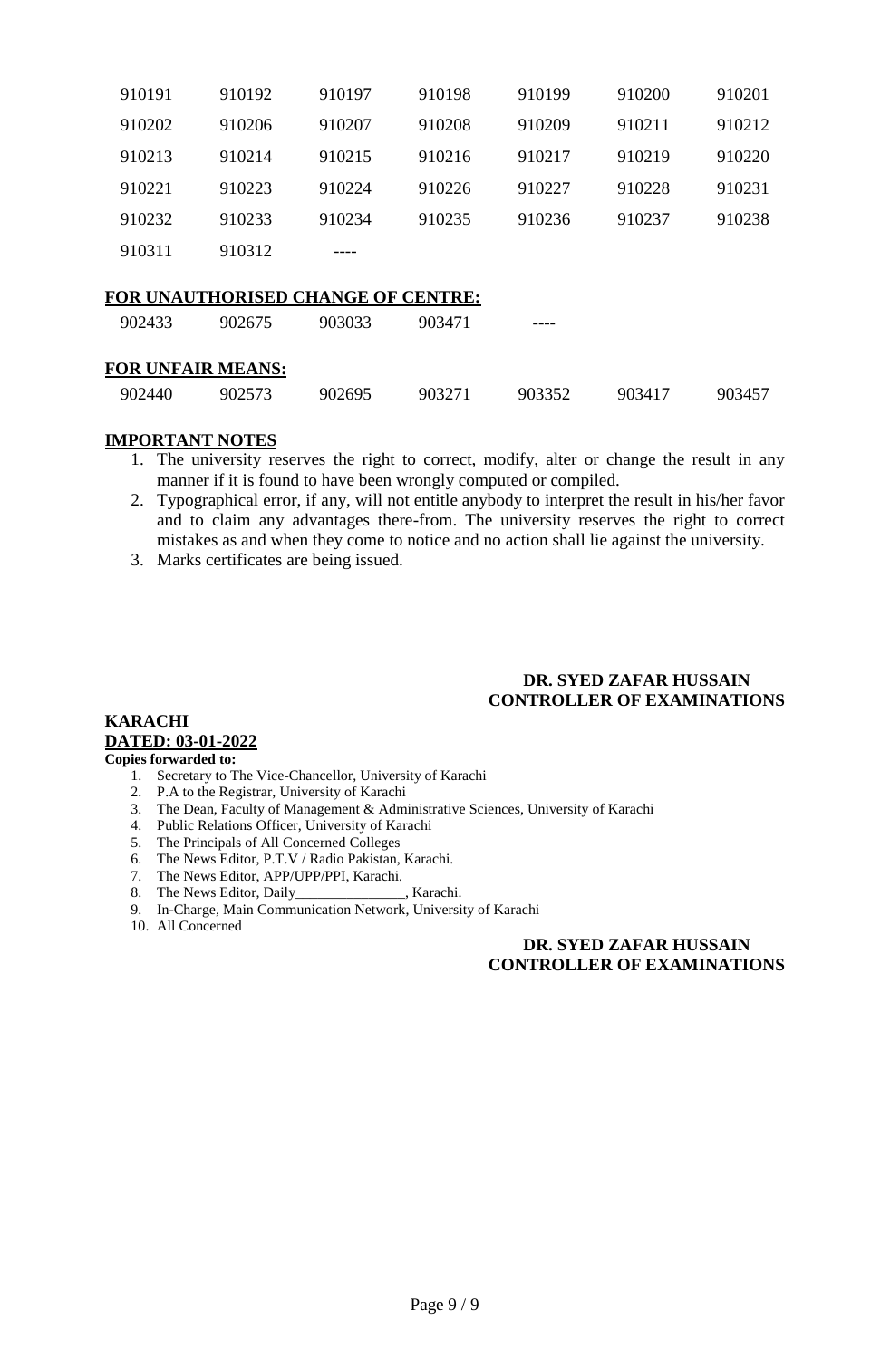| | | | | | | |
|---|---|---|---|---|---|---|
| 910191 | 910192 | 910197 | 910198 | 910199 | 910200 | 910201 |
| 910202 | 910206 | 910207 | 910208 | 910209 | 910211 | 910212 |
| 910213 | 910214 | 910215 | 910216 | 910217 | 910219 | 910220 |
| 910221 | 910223 | 910224 | 910226 | 910227 | 910228 | 910231 |
| 910232 | 910233 | 910234 | 910235 | 910236 | 910237 | 910238 |
| 910311 | 910312 | ---- | | | | |

**FOR UNAUTHORISED CHANGE OF CENTRE:**

| | | | | |
|---|---|---|---|---|
| 902433 | 902675 | 903033 | 903471 | ---- |

**FOR UNFAIR MEANS:**

| | | | | | | |
|---|---|---|---|---|---|---|
| 902440 | 902573 | 902695 | 903271 | 903352 | 903417 | 903457 |

**IMPORTANT NOTES**

1. The university reserves the right to correct, modify, alter or change the result in any manner if it is found to have been wrongly computed or compiled.
2. Typographical error, if any, will not entitle anybody to interpret the result in his/her favor and to claim any advantages there-from. The university reserves the right to correct mistakes as and when they come to notice and no action shall lie against the university.
3. Marks certificates are being issued.

**DR. SYED ZAFAR HUSSAIN**
**CONTROLLER OF EXAMINATIONS**

**KARACHI**
**DATED: 03-01-2022**

**Copies forwarded to:**

1. Secretary to The Vice-Chancellor, University of Karachi
2. P.A to the Registrar, University of Karachi
3. The Dean, Faculty of Management & Administrative Sciences, University of Karachi
4. Public Relations Officer, University of Karachi
5. The Principals of All Concerned Colleges
6. The News Editor, P.T.V / Radio Pakistan, Karachi.
7. The News Editor, APP/UPP/PPI, Karachi.
8. The News Editor, Daily_______________, Karachi.
9. In-Charge, Main Communication Network, University of Karachi
10. All Concerned

**DR. SYED ZAFAR HUSSAIN**
**CONTROLLER OF EXAMINATIONS**